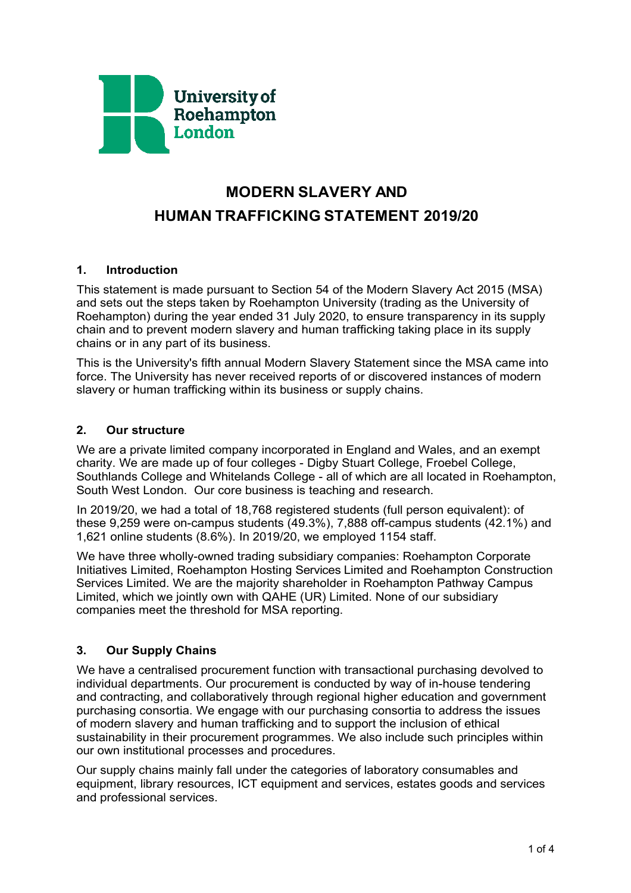# MODERN SLAVERY AND HUMAN TRAFFICKING STATEMENT 2019/20

## 1. Introduction

This statement is made pursuant to Section 54 of the Modern Slavery Act 2015 (MSA) and sets out the steps taken by Roehampton University (trading as the University of Roehampton) during the year ended 31 July 2020, to ensure transparency in its supply chain and to prevent modern slavery and human trafficking taking place in its supply chains or in any part of its business.

This is the University's fifth annual Modern Slavery Statement since the MSA came into force. The University has never received reports of or discovered instances of modern slavery or human trafficking within its business or supply chains.

## 2. Our structure

We are a private limited company incorporated in England and Wales, and an exempt charity. We are made up of four colleges - Digby Stuart College, Froebel College, Southlands College and Whitelands College - all of which are all located in Roehampton, South West London. Our core business is teaching and research.

In 2019/20, we had a total of 18,768 registered students (full person equivalent): of these 9,259 were on-campus students (49.3%), 7,888 off-campus students (42.1%) and 1,621 online students (8.6%). In 2019/20, we employed 1154 staff.

We have three wholly-owned trading subsidiary companies: Roehampton Corporate Initiatives Limited, Roehampton Hosting Services Limited and Roehampton Construction Services Limited. We are the majority shareholder in Roehampton Pathway Campus Limited, which we jointly own with QAHE (UR) Limited. None of our subsidiary companies meet the threshold for MSA reporting.

## 3. Our Supply Chains

We have a centralised procurement function with transactional purchasing devolved to individual departments. Our procurement is conducted by way of in-house tendering and contracting, and collaboratively through regional higher education and government purchasing consortia. We engage with our purchasing consortia to address the issues of modern slavery and human trafficking and to support the inclusion of ethical sustainability in their procurement programmes. We also include such principles within our own institutional processes and procedures.

Our supply chains mainly fall under the categories of laboratory consumables and equipment, library resources, ICT equipment and services, estates goods and services and professional services.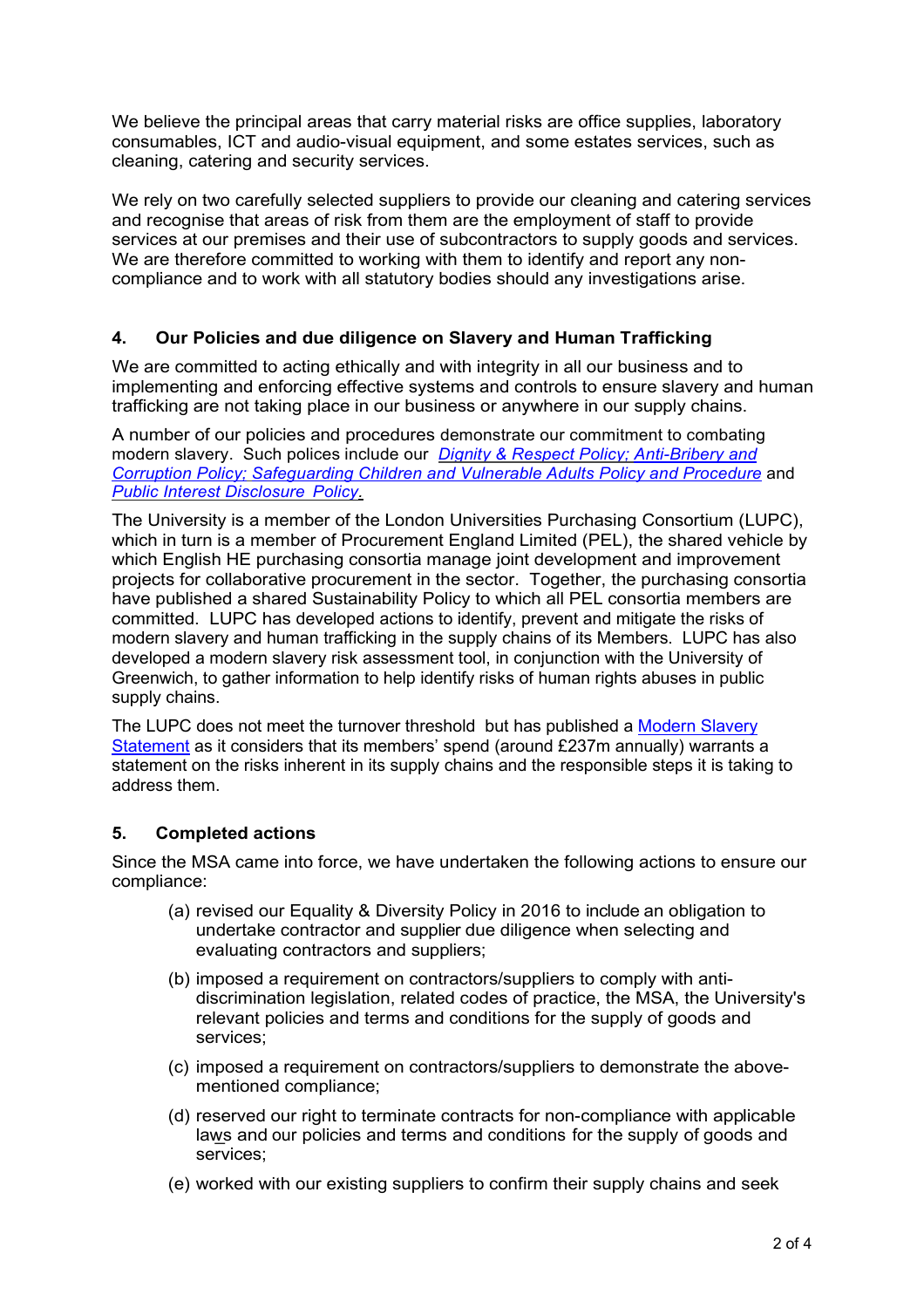We believe the principal areas that carry material risks are office supplies, laboratory consumables, ICT and audio-visual equipment, and some estates services, such as cleaning, catering and security services.

We rely on two carefully selected suppliers to provide our cleaning and catering services and recognise that areas of risk from them are the employment of staff to provide services at our premises and their use of subcontractors to supply goods and services. We are therefore committed to working with them to identify and report any non-compliance and to work with all statutory bodies should any investigations arise.

## 4. Our Policies and due diligence on Slavery and Human Trafficking

We are committed to acting ethically and with integrity in all our business and to implementing and enforcing effective systems and controls to ensure slavery and human trafficking are not taking place in our business or anywhere in our supply chains.

A number of our policies and procedures demonstrate our commitment to combating modern slavery. Such polices include our *Dignity & Respect Policy; Anti-Bribery and Corruption Policy; Safeguarding Children and Vulnerable Adults Policy and Procedure* and *Public Interest Disclosure Policy*.

The University is a member of the London Universities Purchasing Consortium (LUPC), which in turn is a member of Procurement England Limited (PEL), the shared vehicle by which English HE purchasing consortia manage joint development and improvement projects for collaborative procurement in the sector. Together, the purchasing consortia have published a shared Sustainability Policy to which all PEL consortia members are committed. LUPC has developed actions to identify, prevent and mitigate the risks of modern slavery and human trafficking in the supply chains of its Members. LUPC has also developed a modern slavery risk assessment tool, in conjunction with the University of Greenwich, to gather information to help identify risks of human rights abuses in public supply chains.

The LUPC does not meet the turnover threshold but has published a Modern Slavery Statement as it considers that its members' spend (around £237m annually) warrants a statement on the risks inherent in its supply chains and the responsible steps it is taking to address them.

## 5. Completed actions

Since the MSA came into force, we have undertaken the following actions to ensure our compliance:

(a) revised our Equality & Diversity Policy in 2016 to include an obligation to undertake contractor and supplier due diligence when selecting and evaluating contractors and suppliers;

(b) imposed a requirement on contractors/suppliers to comply with anti-discrimination legislation, related codes of practice, the MSA, the University's relevant policies and terms and conditions for the supply of goods and services;

(c) imposed a requirement on contractors/suppliers to demonstrate the above-mentioned compliance;

(d) reserved our right to terminate contracts for non-compliance with applicable laws and our policies and terms and conditions for the supply of goods and services;

(e) worked with our existing suppliers to confirm their supply chains and seek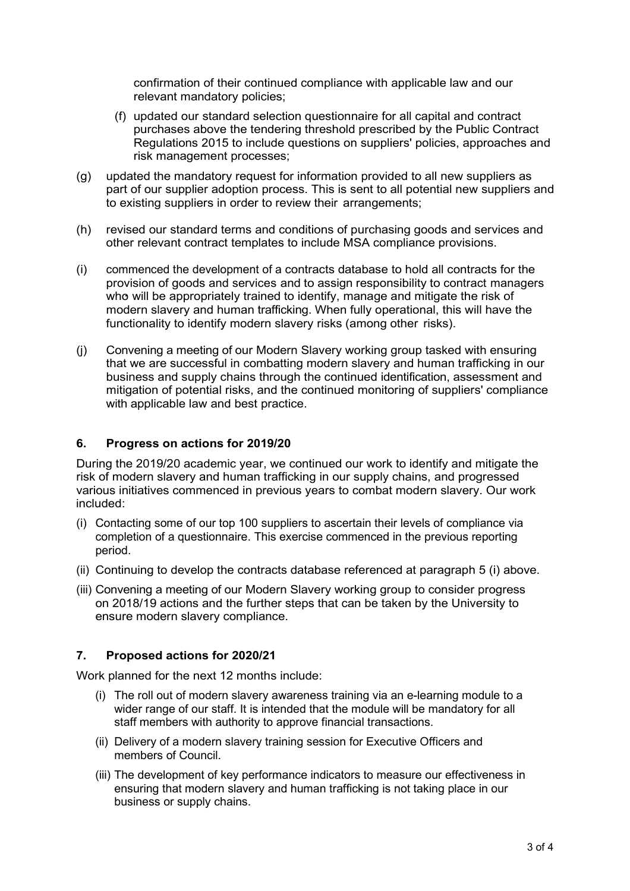confirmation of their continued compliance with applicable law and our relevant mandatory policies;

(f) updated our standard selection questionnaire for all capital and contract purchases above the tendering threshold prescribed by the Public Contract Regulations 2015 to include questions on suppliers' policies, approaches and risk management processes;

(g) updated the mandatory request for information provided to all new suppliers as part of our supplier adoption process. This is sent to all potential new suppliers and to existing suppliers in order to review their arrangements;

(h) revised our standard terms and conditions of purchasing goods and services and other relevant contract templates to include MSA compliance provisions.

(i) commenced the development of a contracts database to hold all contracts for the provision of goods and services and to assign responsibility to contract managers who will be appropriately trained to identify, manage and mitigate the risk of modern slavery and human trafficking. When fully operational, this will have the functionality to identify modern slavery risks (among other risks).

(j) Convening a meeting of our Modern Slavery working group tasked with ensuring that we are successful in combatting modern slavery and human trafficking in our business and supply chains through the continued identification, assessment and mitigation of potential risks, and the continued monitoring of suppliers' compliance with applicable law and best practice.

## 6. Progress on actions for 2019/20

During the 2019/20 academic year, we continued our work to identify and mitigate the risk of modern slavery and human trafficking in our supply chains, and progressed various initiatives commenced in previous years to combat modern slavery. Our work included:

(i) Contacting some of our top 100 suppliers to ascertain their levels of compliance via completion of a questionnaire. This exercise commenced in the previous reporting period.

(ii) Continuing to develop the contracts database referenced at paragraph 5 (i) above.

(iii) Convening a meeting of our Modern Slavery working group to consider progress on 2018/19 actions and the further steps that can be taken by the University to ensure modern slavery compliance.

## 7. Proposed actions for 2020/21

Work planned for the next 12 months include:

(i) The roll out of modern slavery awareness training via an e-learning module to a wider range of our staff. It is intended that the module will be mandatory for all staff members with authority to approve financial transactions.

(ii) Delivery of a modern slavery training session for Executive Officers and members of Council.

(iii) The development of key performance indicators to measure our effectiveness in ensuring that modern slavery and human trafficking is not taking place in our business or supply chains.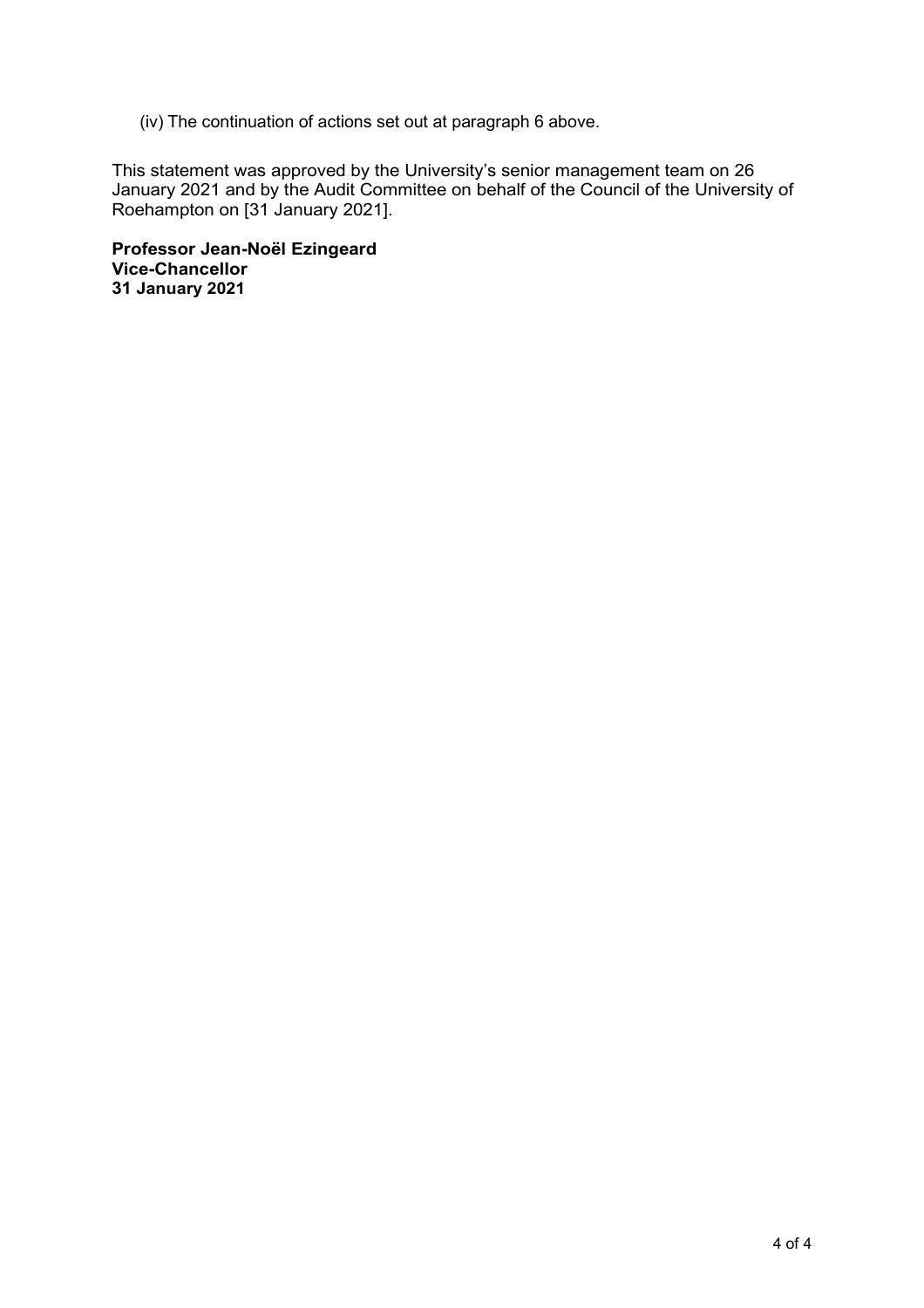(iv) The continuation of actions set out at paragraph 6 above.

This statement was approved by the University's senior management team on 26 January 2021 and by the Audit Committee on behalf of the Council of the University of Roehampton on [31 January 2021].

**Professor Jean-Noël Ezingeard**
**Vice-Chancellor**
**31 January 2021**